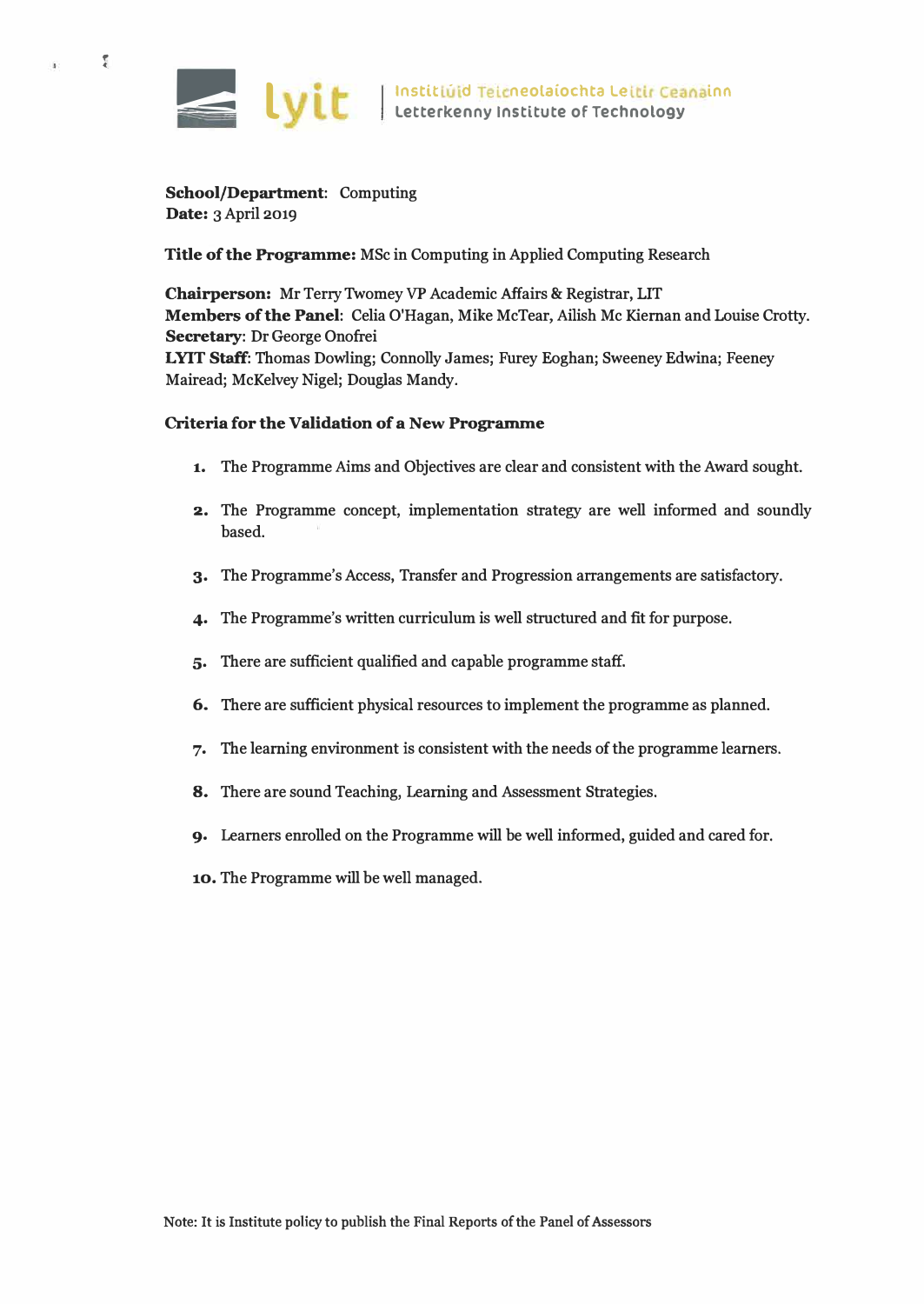Institiúid Teicneolaíochta Leitir Ceanainn | Letterkenny Institute of Technology

**School/Department**: Computing
**Date:** 3 April 2019

**Title of the Programme:** MSc in Computing in Applied Computing Research

**Chairperson:** Mr Terry Twomey VP Academic Affairs & Registrar, LIT
**Members of the Panel**: Celia O'Hagan, Mike McTear, Ailish Mc Kiernan and Louise Crotty.
**Secretary**: Dr George Onofrei
**LYIT Staff**: Thomas Dowling; Connolly James; Furey Eoghan; Sweeney Edwina; Feeney Mairead; McKelvey Nigel; Douglas Mandy.

**Criteria for the Validation of a New Programme**

1. The Programme Aims and Objectives are clear and consistent with the Award sought.
2. The Programme concept, implementation strategy are well informed and soundly based.
3. The Programme's Access, Transfer and Progression arrangements are satisfactory.
4. The Programme's written curriculum is well structured and fit for purpose.
5. There are sufficient qualified and capable programme staff.
6. There are sufficient physical resources to implement the programme as planned.
7. The learning environment is consistent with the needs of the programme learners.
8. There are sound Teaching, Learning and Assessment Strategies.
9. Learners enrolled on the Programme will be well informed, guided and cared for.
10. The Programme will be well managed.

Note: It is Institute policy to publish the Final Reports of the Panel of Assessors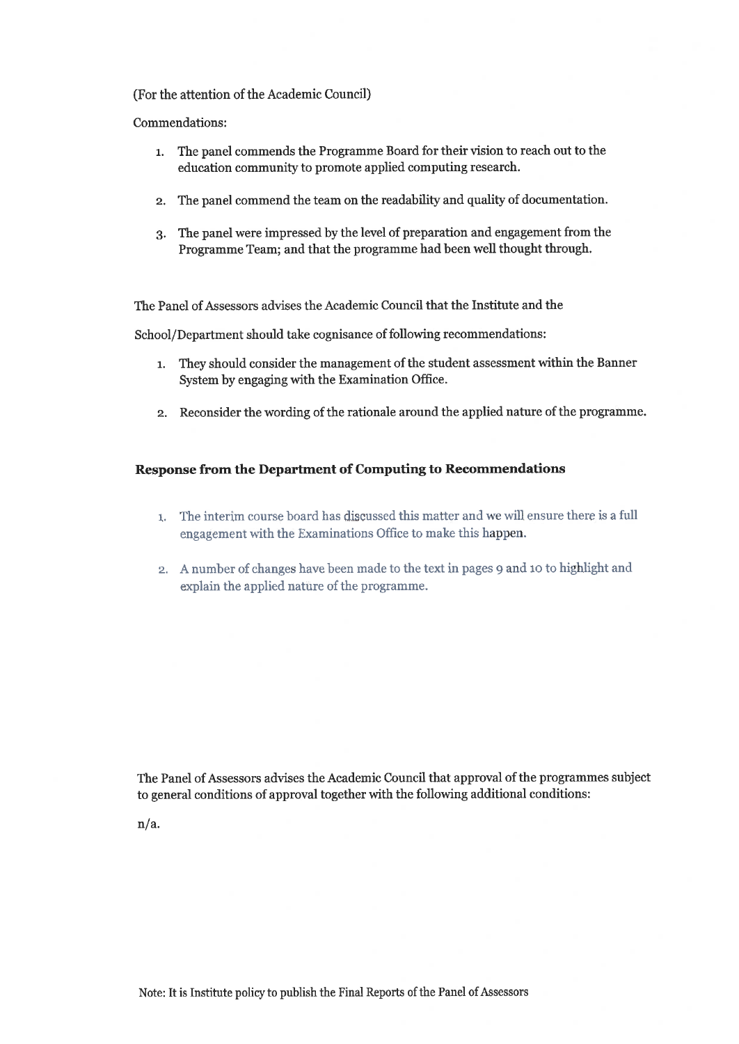(For the attention of the Academic Council)

Commendations:

1. The panel commends the Programme Board for their vision to reach out to the education community to promote applied computing research.

2. The panel commend the team on the readability and quality of documentation.

3. The panel were impressed by the level of preparation and engagement from the Programme Team; and that the programme had been well thought through.

The Panel of Assessors advises the Academic Council that the Institute and the

School/Department should take cognisance of following recommendations:

1. They should consider the management of the student assessment within the Banner System by engaging with the Examination Office.

2. Reconsider the wording of the rationale around the applied nature of the programme.

### Response from the Department of Computing to Recommendations

1. The interim course board has discussed this matter and we will ensure there is a full engagement with the Examinations Office to make this happen.

2. A number of changes have been made to the text in pages 9 and 10 to highlight and explain the applied nature of the programme.

The Panel of Assessors advises the Academic Council that approval of the programmes subject to general conditions of approval together with the following additional conditions:

n/a.

Note: It is Institute policy to publish the Final Reports of the Panel of Assessors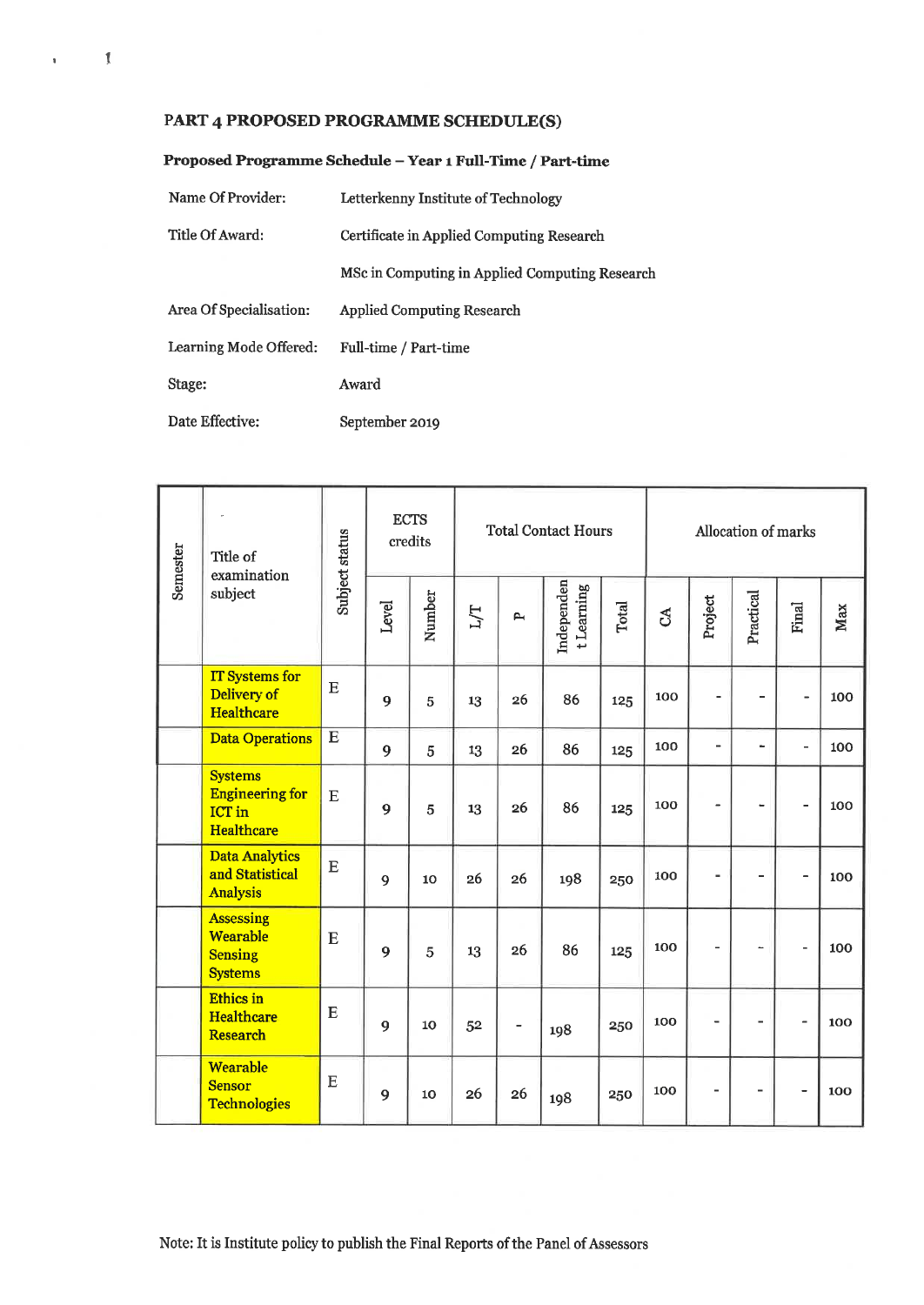## PART 4 PROPOSED PROGRAMME SCHEDULE(S)

### Proposed Programme Schedule – Year 1 Full-Time / Part-time

| | |
|---|---|
| Name Of Provider: | Letterkenny Institute of Technology |
| Title Of Award: | Certificate in Applied Computing Research |
| | MSc in Computing in Applied Computing Research |
| Area Of Specialisation: | Applied Computing Research |
| Learning Mode Offered: | Full-time / Part-time |
| Stage: | Award |
| Date Effective: | September 2019 |

| Semester | Title of examination subject | Subject status | ECTS credits | | Total Contact Hours | | | | Allocation of marks | | | | |
|---|---|---|---|---|---|---|---|---|---|---|---|---|---|
| | | | Level | Number | L/T | P | Independent Learning | Total | CA | Project | Practical | Final | Max |
| | IT Systems for Delivery of Healthcare | E | 9 | 5 | 13 | 26 | 86 | 125 | 100 | - | - | - | 100 |
| | Data Operations | E | 9 | 5 | 13 | 26 | 86 | 125 | 100 | - | - | - | 100 |
| | Systems Engineering for ICT in Healthcare | E | 9 | 5 | 13 | 26 | 86 | 125 | 100 | - | - | - | 100 |
| | Data Analytics and Statistical Analysis | E | 9 | 10 | 26 | 26 | 198 | 250 | 100 | - | - | - | 100 |
| | Assessing Wearable Sensing Systems | E | 9 | 5 | 13 | 26 | 86 | 125 | 100 | - | - | - | 100 |
| | Ethics in Healthcare Research | E | 9 | 10 | 52 | - | 198 | 250 | 100 | - | - | - | 100 |
| | Wearable Sensor Technologies | E | 9 | 10 | 26 | 26 | 198 | 250 | 100 | - | - | - | 100 |

Note: It is Institute policy to publish the Final Reports of the Panel of Assessors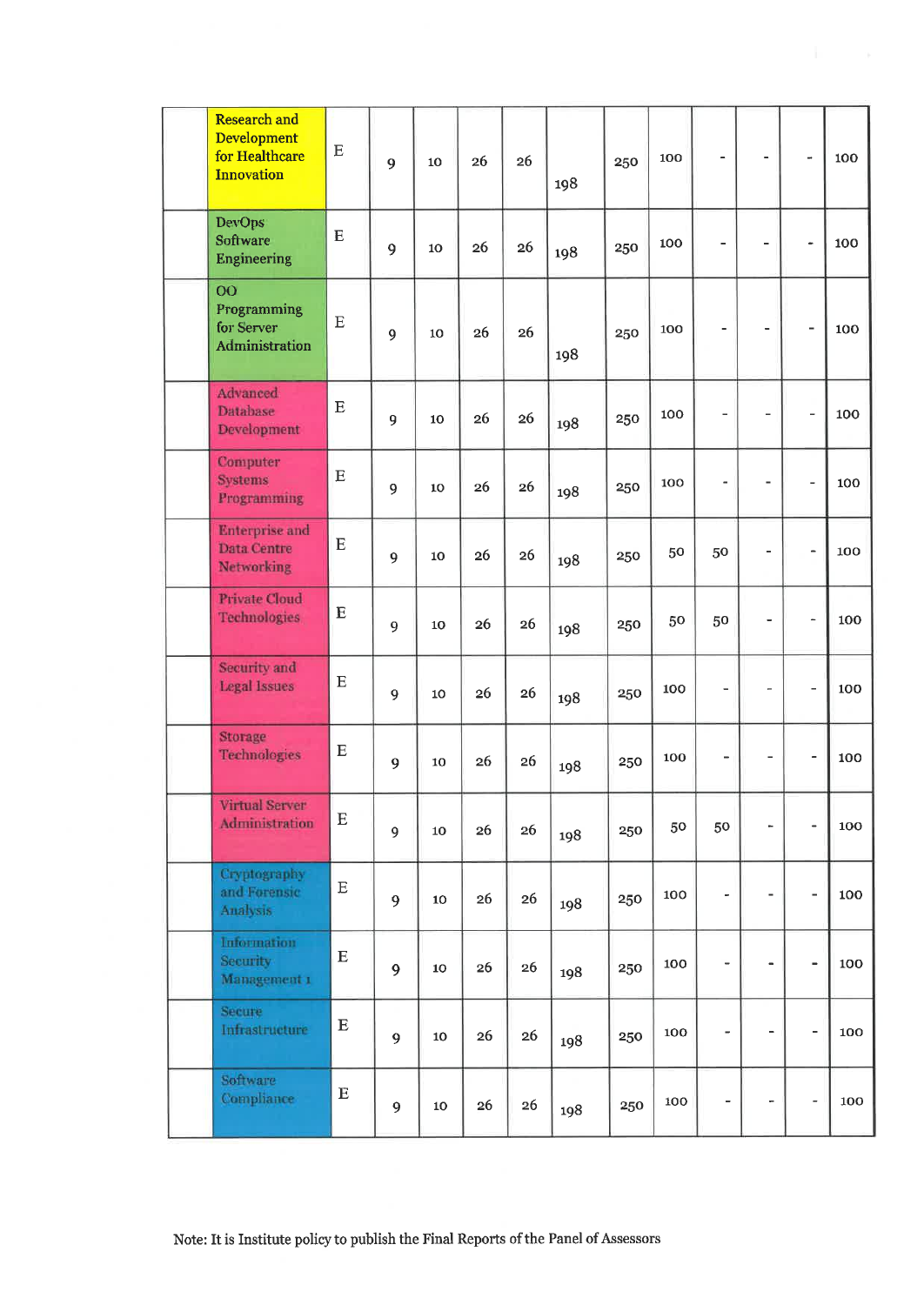| | | | | | | | | | | | | | |
|---|---|---|---|---|---|---|---|---|---|---|---|---|---|
| | Research and Development for Healthcare Innovation | E | 9 | 10 | 26 | 26 | 198 | 250 | 100 | - | - | - | 100 |
| | DevOps Software Engineering | E | 9 | 10 | 26 | 26 | 198 | 250 | 100 | - | - | - | 100 |
| | OO Programming for Server Administration | E | 9 | 10 | 26 | 26 | 198 | 250 | 100 | - | - | - | 100 |
| | Advanced Database Development | E | 9 | 10 | 26 | 26 | 198 | 250 | 100 | - | - | - | 100 |
| | Computer Systems Programming | E | 9 | 10 | 26 | 26 | 198 | 250 | 100 | - | - | - | 100 |
| | Enterprise and Data Centre Networking | E | 9 | 10 | 26 | 26 | 198 | 250 | 50 | 50 | - | - | 100 |
| | Private Cloud Technologies | E | 9 | 10 | 26 | 26 | 198 | 250 | 50 | 50 | - | - | 100 |
| | Security and Legal Issues | E | 9 | 10 | 26 | 26 | 198 | 250 | 100 | - | - | - | 100 |
| | Storage Technologies | E | 9 | 10 | 26 | 26 | 198 | 250 | 100 | - | - | - | 100 |
| | Virtual Server Administration | E | 9 | 10 | 26 | 26 | 198 | 250 | 50 | 50 | - | - | 100 |
| | Cryptography and Forensic Analysis | E | 9 | 10 | 26 | 26 | 198 | 250 | 100 | - | - | - | 100 |
| | Information Security Management 1 | E | 9 | 10 | 26 | 26 | 198 | 250 | 100 | - | - | - | 100 |
| | Secure Infrastructure | E | 9 | 10 | 26 | 26 | 198 | 250 | 100 | - | - | - | 100 |
| | Software Compliance | E | 9 | 10 | 26 | 26 | 198 | 250 | 100 | - | - | - | 100 |

Note: It is Institute policy to publish the Final Reports of the Panel of Assessors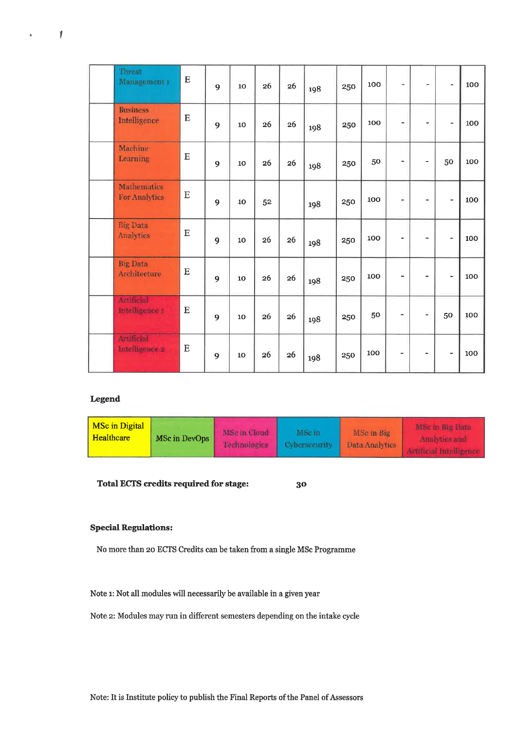| | | | | | | | | | | | | | |
|---|---|---|---|---|---|---|---|---|---|---|---|---|---|
| | Threat Management 1 | E | 9 | 10 | 26 | 26 | 198 | 250 | 100 | - | - | - | 100 |
| | Business Intelligence | E | 9 | 10 | 26 | 26 | 198 | 250 | 100 | - | - | - | 100 |
| | Machine Learning | E | 9 | 10 | 26 | 26 | 198 | 250 | 50 | - | - | 50 | 100 |
| | Mathematics For Analytics | E | 9 | 10 | 52 | | 198 | 250 | 100 | - | - | - | 100 |
| | Big Data Analytics | E | 9 | 10 | 26 | 26 | 198 | 250 | 100 | - | - | - | 100 |
| | Big Data Architecture | E | 9 | 10 | 26 | 26 | 198 | 250 | 100 | - | - | - | 100 |
| | Artificial Intelligence 1 | E | 9 | 10 | 26 | 26 | 198 | 250 | 50 | - | - | 50 | 100 |
| | Artificial Intelligence 2 | E | 9 | 10 | 26 | 26 | 198 | 250 | 100 | - | - | - | 100 |

**Legend**

| MSc in Digital Healthcare | MSc in DevOps | MSc in Cloud Technologies | MSc in Cybersecurity | MSc in Big Data Analytics | MSc in Big Data Analytics and Artificial Intelligence |
|---|---|---|---|---|---|

**Total ECTS credits required for stage:** 30

**Special Regulations:**

No more than 20 ECTS Credits can be taken from a single MSc Programme

Note 1: Not all modules will necessarily be available in a given year

Note 2: Modules may run in different semesters depending on the intake cycle

Note: It is Institute policy to publish the Final Reports of the Panel of Assessors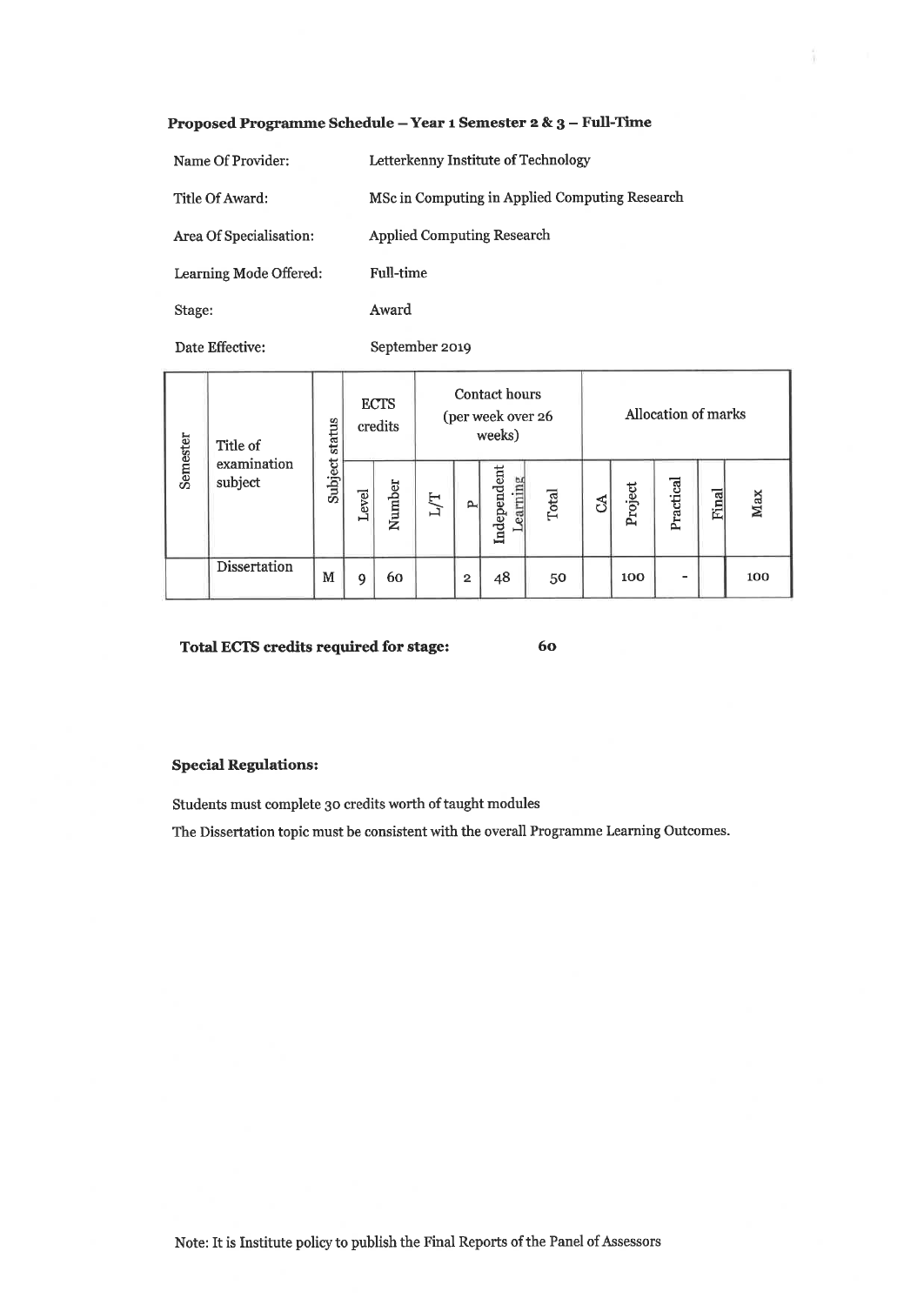**Proposed Programme Schedule – Year 1 Semester 2 & 3 – Full-Time**

| | |
|---|---|
| Name Of Provider: | Letterkenny Institute of Technology |
| Title Of Award: | MSc in Computing in Applied Computing Research |
| Area Of Specialisation: | Applied Computing Research |
| Learning Mode Offered: | Full-time |
| Stage: | Award |
| Date Effective: | September 2019 |

| Semester | Title of examination subject | Subject status | ECTS credits | | Contact hours (per week over 26 weeks) | | | | Allocation of marks | | | | |
|---|---|---|---|---|---|---|---|---|---|---|---|---|---|
| | | | Level | Number | L/T | P | Independent Learning | Total | CA | Project | Practical | Final | Max |
| | Dissertation | M | 9 | 60 | | 2 | 48 | 50 | | 100 | - | | 100 |

**Total ECTS credits required for stage:** **60**

**Special Regulations:**

Students must complete 30 credits worth of taught modules

The Dissertation topic must be consistent with the overall Programme Learning Outcomes.

Note: It is Institute policy to publish the Final Reports of the Panel of Assessors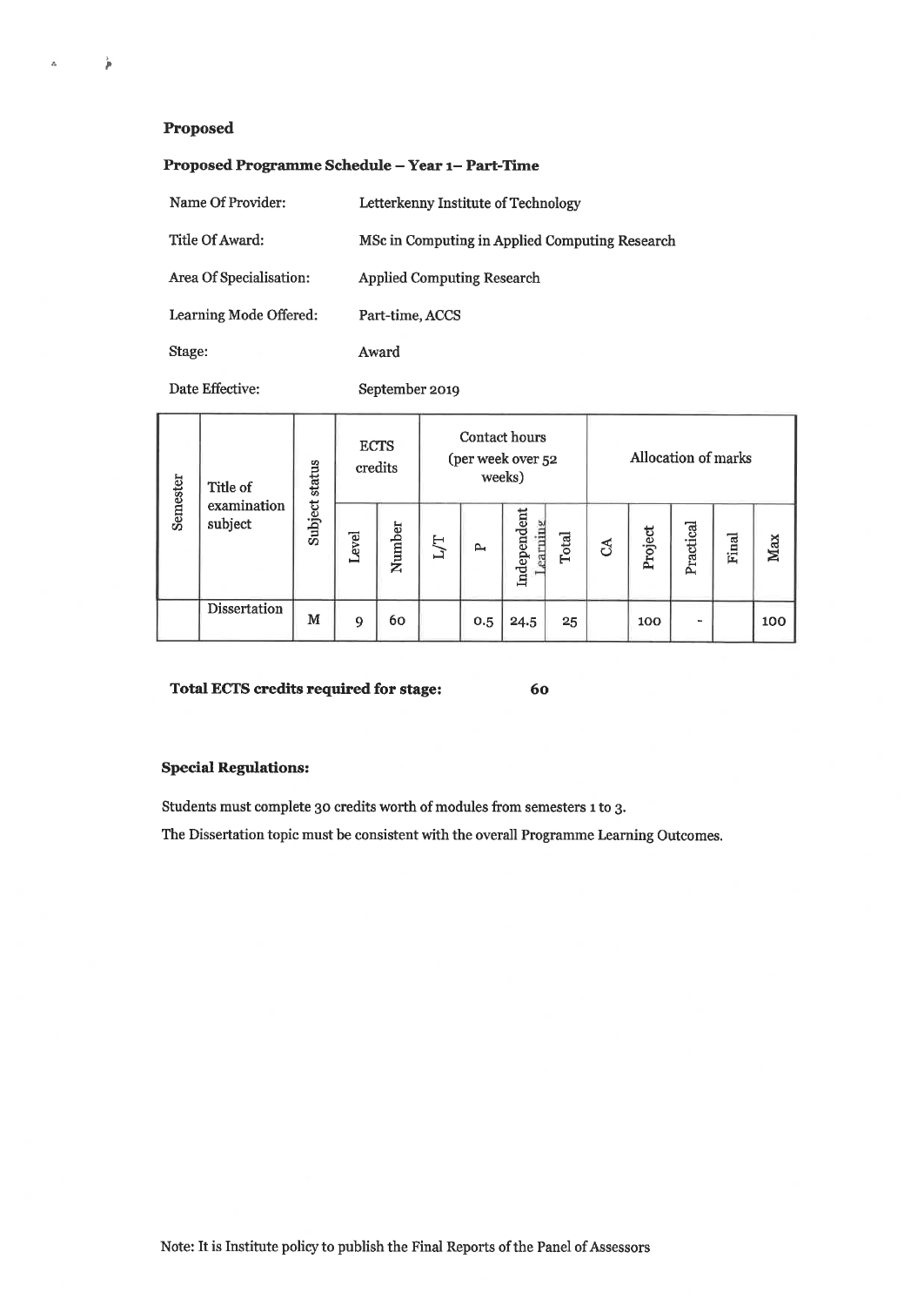## Proposed

### Proposed Programme Schedule – Year 1– Part-Time

| | |
|---|---|
| Name Of Provider: | Letterkenny Institute of Technology |
| Title Of Award: | MSc in Computing in Applied Computing Research |
| Area Of Specialisation: | Applied Computing Research |
| Learning Mode Offered: | Part-time, ACCS |
| Stage: | Award |
| Date Effective: | September 2019 |

| Semester | Title of examination subject | Subject status | ECTS credits | | Contact hours (per week over 52 weeks) | | | | Allocation of marks | | | | |
|---|---|---|---|---|---|---|---|---|---|---|---|---|---|
| | | | Level | Number | L/T | P | Independent Learning | Total | CA | Project | Practical | Final | Max |
| | Dissertation | M | 9 | 60 | | 0.5 | 24.5 | 25 | | 100 | - | | 100 |

**Total ECTS credits required for stage: 60**

**Special Regulations:**

Students must complete 30 credits worth of modules from semesters 1 to 3.

The Dissertation topic must be consistent with the overall Programme Learning Outcomes.

Note: It is Institute policy to publish the Final Reports of the Panel of Assessors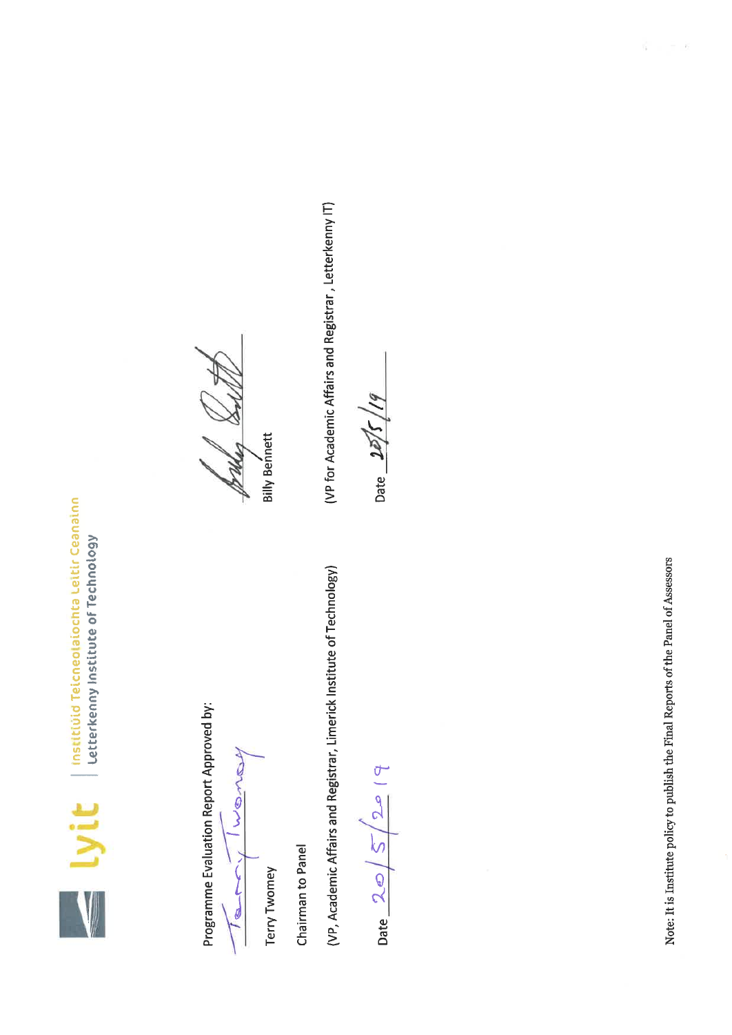lyit | Institiúid Teicneolaíochta Leitir Ceanainn
Letterkenny Institute of Technology

Programme Evaluation Report Approved by:

Terry Twomey

Terry Twomey

Chairman to Panel

(VP, Academic Affairs and Registrar, Limerick Institute of Technology)

Date 20/5/2019

Billy Bennett

(VP for Academic Affairs and Registrar, Letterkenny IT)

Date 20/5/19

Note: It is Institute policy to publish the Final Reports of the Panel of Assessors